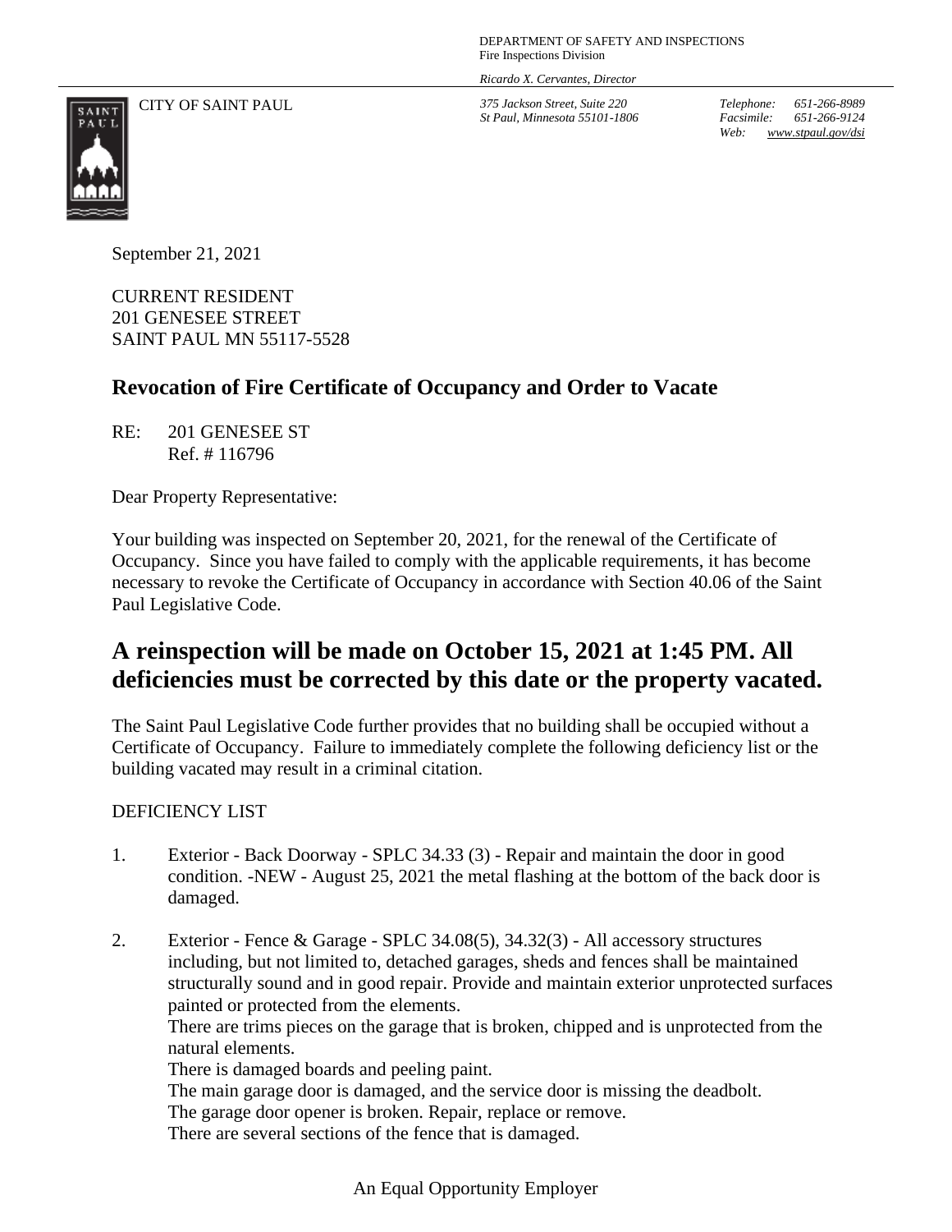DEPARTMENT OF SAFETY AND INSPECTIONS
Fire Inspections Division

*Ricardo X. Cervantes, Director*

CITY OF SAINT PAUL

*375 Jackson Street, Suite 220*
*St Paul, Minnesota 55101-1806*

*Telephone: 651-266-8989*
*Facsimile: 651-266-9124*
*Web: www.stpaul.gov/dsi*

September 21, 2021

CURRENT RESIDENT
201 GENESEE STREET
SAINT PAUL MN 55117-5528

## Revocation of Fire Certificate of Occupancy and Order to Vacate

RE: 201 GENESEE ST
Ref. # 116796

Dear Property Representative:

Your building was inspected on September 20, 2021, for the renewal of the Certificate of Occupancy. Since you have failed to comply with the applicable requirements, it has become necessary to revoke the Certificate of Occupancy in accordance with Section 40.06 of the Saint Paul Legislative Code.

# A reinspection will be made on October 15, 2021 at 1:45 PM. All deficiencies must be corrected by this date or the property vacated.

The Saint Paul Legislative Code further provides that no building shall be occupied without a Certificate of Occupancy. Failure to immediately complete the following deficiency list or the building vacated may result in a criminal citation.

DEFICIENCY LIST

1. Exterior - Back Doorway - SPLC 34.33 (3) - Repair and maintain the door in good condition. -NEW - August 25, 2021 the metal flashing at the bottom of the back door is damaged.

2. Exterior - Fence & Garage - SPLC 34.08(5), 34.32(3) - All accessory structures including, but not limited to, detached garages, sheds and fences shall be maintained structurally sound and in good repair. Provide and maintain exterior unprotected surfaces painted or protected from the elements.
   There are trims pieces on the garage that is broken, chipped and is unprotected from the natural elements.
   There is damaged boards and peeling paint.
   The main garage door is damaged, and the service door is missing the deadbolt.
   The garage door opener is broken. Repair, replace or remove.
   There are several sections of the fence that is damaged.

An Equal Opportunity Employer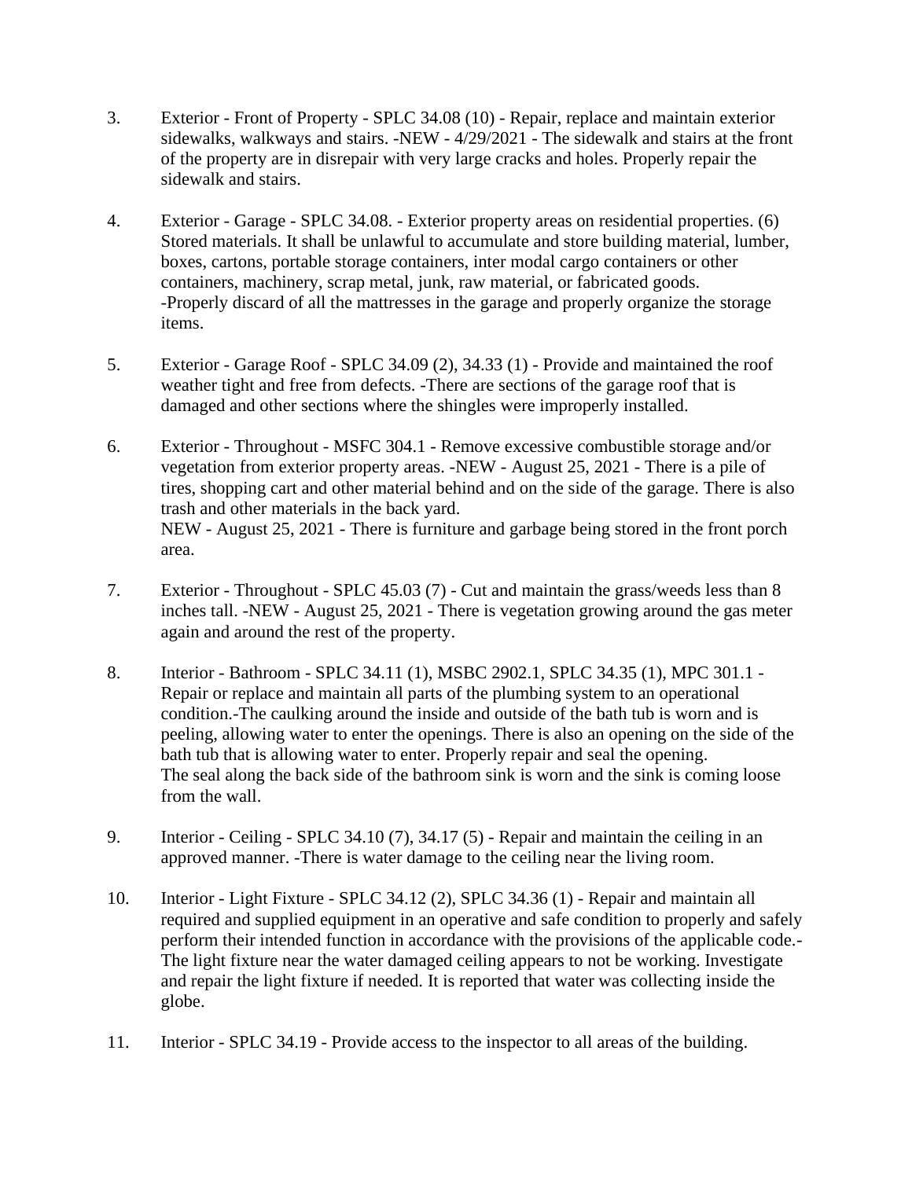3. Exterior - Front of Property - SPLC 34.08 (10) - Repair, replace and maintain exterior sidewalks, walkways and stairs. -NEW - 4/29/2021 - The sidewalk and stairs at the front of the property are in disrepair with very large cracks and holes. Properly repair the sidewalk and stairs.

4. Exterior - Garage - SPLC 34.08. - Exterior property areas on residential properties. (6) Stored materials. It shall be unlawful to accumulate and store building material, lumber, boxes, cartons, portable storage containers, inter modal cargo containers or other containers, machinery, scrap metal, junk, raw material, or fabricated goods.
-Properly discard of all the mattresses in the garage and properly organize the storage items.

5. Exterior - Garage Roof - SPLC 34.09 (2), 34.33 (1) - Provide and maintained the roof weather tight and free from defects. -There are sections of the garage roof that is damaged and other sections where the shingles were improperly installed.

6. Exterior - Throughout - MSFC 304.1 - Remove excessive combustible storage and/or vegetation from exterior property areas. -NEW - August 25, 2021 - There is a pile of tires, shopping cart and other material behind and on the side of the garage. There is also trash and other materials in the back yard.
NEW - August 25, 2021 - There is furniture and garbage being stored in the front porch area.

7. Exterior - Throughout - SPLC 45.03 (7) - Cut and maintain the grass/weeds less than 8 inches tall. -NEW - August 25, 2021 - There is vegetation growing around the gas meter again and around the rest of the property.

8. Interior - Bathroom - SPLC 34.11 (1), MSBC 2902.1, SPLC 34.35 (1), MPC 301.1 - Repair or replace and maintain all parts of the plumbing system to an operational condition.-The caulking around the inside and outside of the bath tub is worn and is peeling, allowing water to enter the openings. There is also an opening on the side of the bath tub that is allowing water to enter. Properly repair and seal the opening.
The seal along the back side of the bathroom sink is worn and the sink is coming loose from the wall.

9. Interior - Ceiling - SPLC 34.10 (7), 34.17 (5) - Repair and maintain the ceiling in an approved manner. -There is water damage to the ceiling near the living room.

10. Interior - Light Fixture - SPLC 34.12 (2), SPLC 34.36 (1) - Repair and maintain all required and supplied equipment in an operative and safe condition to properly and safely perform their intended function in accordance with the provisions of the applicable code.-The light fixture near the water damaged ceiling appears to not be working. Investigate and repair the light fixture if needed. It is reported that water was collecting inside the globe.

11. Interior - SPLC 34.19 - Provide access to the inspector to all areas of the building.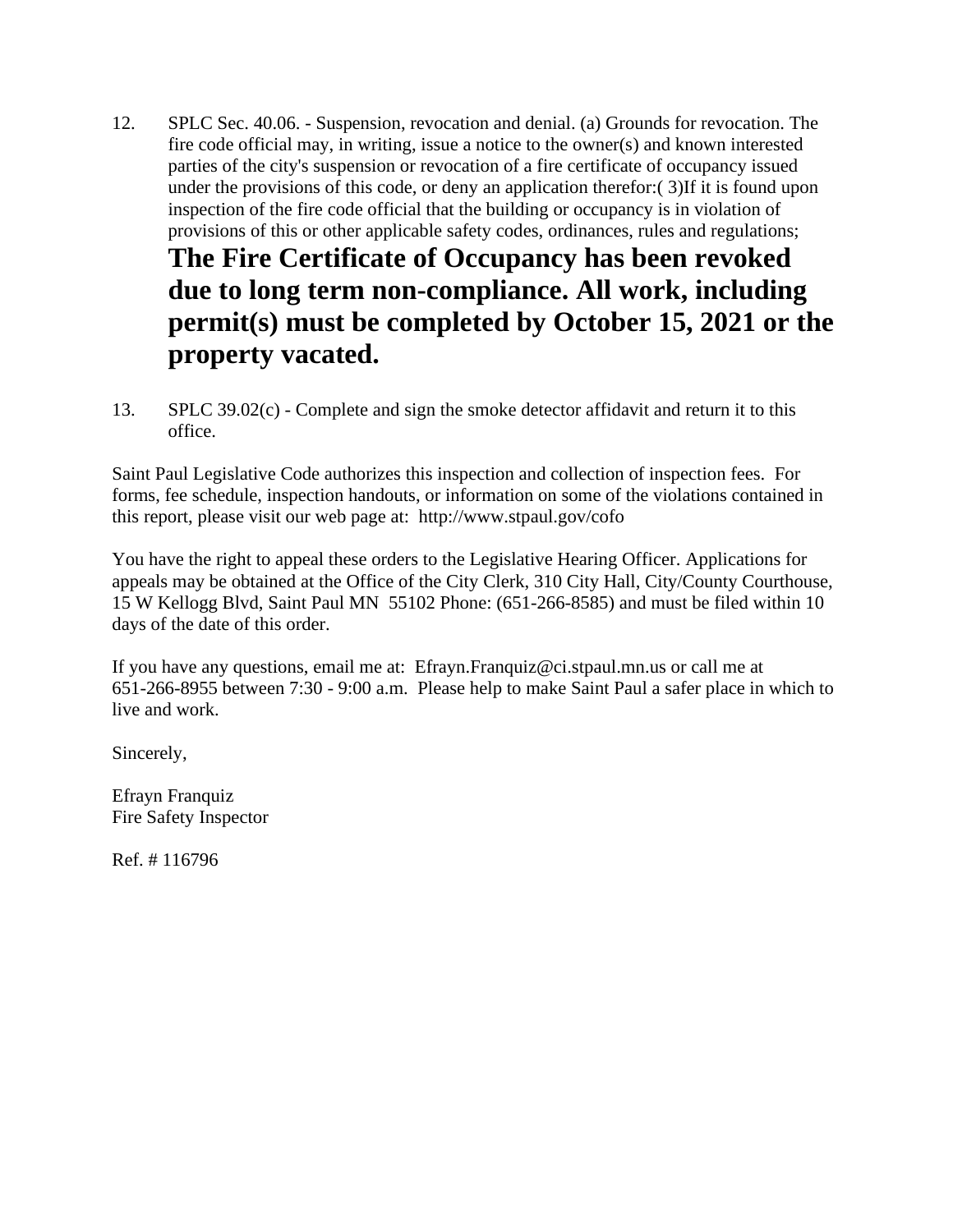12. SPLC Sec. 40.06. - Suspension, revocation and denial. (a) Grounds for revocation. The fire code official may, in writing, issue a notice to the owner(s) and known interested parties of the city's suspension or revocation of a fire certificate of occupancy issued under the provisions of this code, or deny an application therefor:( 3)If it is found upon inspection of the fire code official that the building or occupancy is in violation of provisions of this or other applicable safety codes, ordinances, rules and regulations;

    **The Fire Certificate of Occupancy has been revoked due to long term non-compliance. All work, including permit(s) must be completed by October 15, 2021 or the property vacated.**

13. SPLC 39.02(c) - Complete and sign the smoke detector affidavit and return it to this office.

Saint Paul Legislative Code authorizes this inspection and collection of inspection fees. For forms, fee schedule, inspection handouts, or information on some of the violations contained in this report, please visit our web page at: http://www.stpaul.gov/cofo

You have the right to appeal these orders to the Legislative Hearing Officer. Applications for appeals may be obtained at the Office of the City Clerk, 310 City Hall, City/County Courthouse, 15 W Kellogg Blvd, Saint Paul MN 55102 Phone: (651-266-8585) and must be filed within 10 days of the date of this order.

If you have any questions, email me at: Efrayn.Franquiz@ci.stpaul.mn.us or call me at 651-266-8955 between 7:30 - 9:00 a.m. Please help to make Saint Paul a safer place in which to live and work.

Sincerely,

Efrayn Franquiz
Fire Safety Inspector

Ref. # 116796